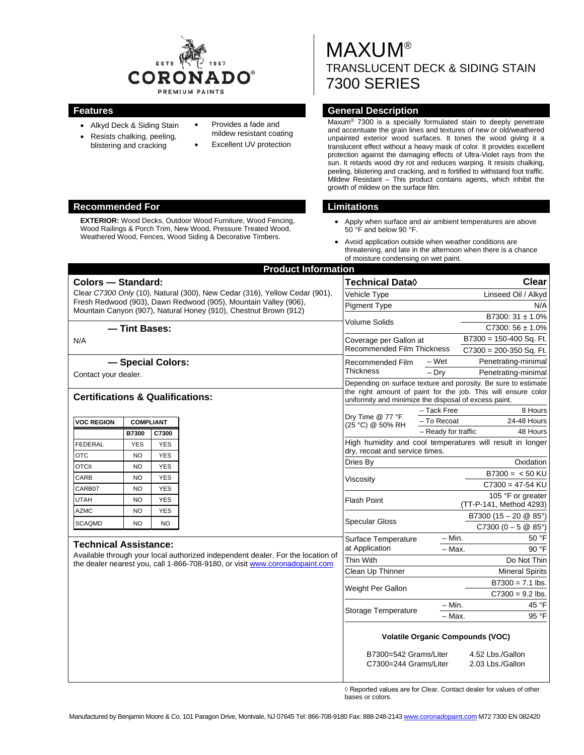# MAXUM®
## TRANSLUCENT DECK & SIDING STAIN
## 7300 SERIES

## Features

- Alkyd Deck & Siding Stain
- Resists chalking, peeling, blistering and cracking
- Provides a fade and mildew resistant coating
- Excellent UV protection

## General Description

Maxum® 7300 is a specially formulated stain to deeply penetrate and accentuate the grain lines and textures of new or old/weathered unpainted exterior wood surfaces. It tones the wood giving it a translucent effect without a heavy mask of color. It provides excellent protection against the damaging effects of Ultra-Violet rays from the sun. It retards wood dry rot and reduces warping. It resists chalking, peeling, blistering and cracking, and is fortified to withstand foot traffic. Mildew Resistant – This product contains agents, which inhibit the growth of mildew on the surface film.

## Recommended For

**EXTERIOR:** Wood Decks, Outdoor Wood Furniture, Wood Fencing, Wood Railings & Porch Trim, New Wood, Pressure Treated Wood, Weathered Wood, Fences, Wood Siding & Decorative Timbers.

## Limitations

- Apply when surface and air ambient temperatures are above 50 °F and below 90 °F.
- Avoid application outside when weather conditions are threatening, and late in the afternoon when there is a chance of moisture condensing on wet paint.

## Product Information

### Colors — Standard:

Clear *C7300 Only* (10), Natural (300), New Cedar (316), Yellow Cedar (901), Fresh Redwood (903), Dawn Redwood (905), Mountain Valley (906), Mountain Canyon (907), Natural Honey (910), Chestnut Brown (912)

### — Tint Bases:

N/A

### — Special Colors:

Contact your dealer.

### Certifications & Qualifications:

| VOC REGION | COMPLIANT | |
|---|---|---|
| | B7300 | C7300 |
| FEDERAL | YES | YES |
| OTC | NO | YES |
| OTCII | NO | YES |
| CARB | NO | YES |
| CARB07 | NO | YES |
| UTAH | NO | YES |
| AZMC | NO | YES |
| SCAQMD | NO | NO |

### Technical Assistance:

Available through your local authorized independent dealer. For the location of the dealer nearest you, call 1-866-708-9180, or visit www.coronadopaint.com

| Technical Data◊ | | Clear |
|---|---|---|
| Vehicle Type | | Linseed Oil / Alkyd |
| Pigment Type | | N/A |
| Volume Solids | | B7300: 31 ± 1.0% |
| | | C7300: 56 ± 1.0% |
| Coverage per Gallon at Recommended Film Thickness | | B7300 = 150-400 Sq. Ft. |
| | | C7300 = 200-350 Sq. Ft. |
| Recommended Film Thickness | – Wet | Penetrating-minimal |
| | – Dry | Penetrating-minimal |
| Depending on surface texture and porosity. Be sure to estimate the right amount of paint for the job. This will ensure color uniformity and minimize the disposal of excess paint. | | |
| Dry Time @ 77 °F (25 °C) @ 50% RH | – Tack Free | 8 Hours |
| | – To Recoat | 24-48 Hours |
| | – Ready for traffic | 48 Hours |
| High humidity and cool temperatures will result in longer dry, recoat and service times. | | |
| Dries By | | Oxidation |
| Viscosity | | B7300 = < 50 KU |
| | | C7300 = 47-54 KU |
| Flash Point | | 105 °F or greater (TT-P-141, Method 4293) |
| Specular Gloss | | B7300 (15 – 20 @ 85°) |
| | | C7300 (0 – 5 @ 85°) |
| Surface Temperature at Application | – Min. | 50 °F |
| | – Max. | 90 °F |
| Thin With | | Do Not Thin |
| Clean Up Thinner | | Mineral Spirits |
| Weight Per Gallon | | B7300 = 7.1 lbs. |
| | | C7300 = 9.2 lbs. |
| Storage Temperature | – Min. | 45 °F |
| | – Max. | 95 °F |

**Volatile Organic Compounds (VOC)**

| | |
|---|---|
| B7300=542 Grams/Liter | 4.52 Lbs./Gallon |
| C7300=244 Grams/Liter | 2.03 Lbs./Gallon |

◊ Reported values are for Clear. Contact dealer for values of other bases or colors.

Manufactured by Benjamin Moore & Co. 101 Paragon Drive, Montvale, NJ 07645 Tel: 866-708-9180 Fax: 888-248-2143 www.coronadopaint.com M72 7300 EN 082420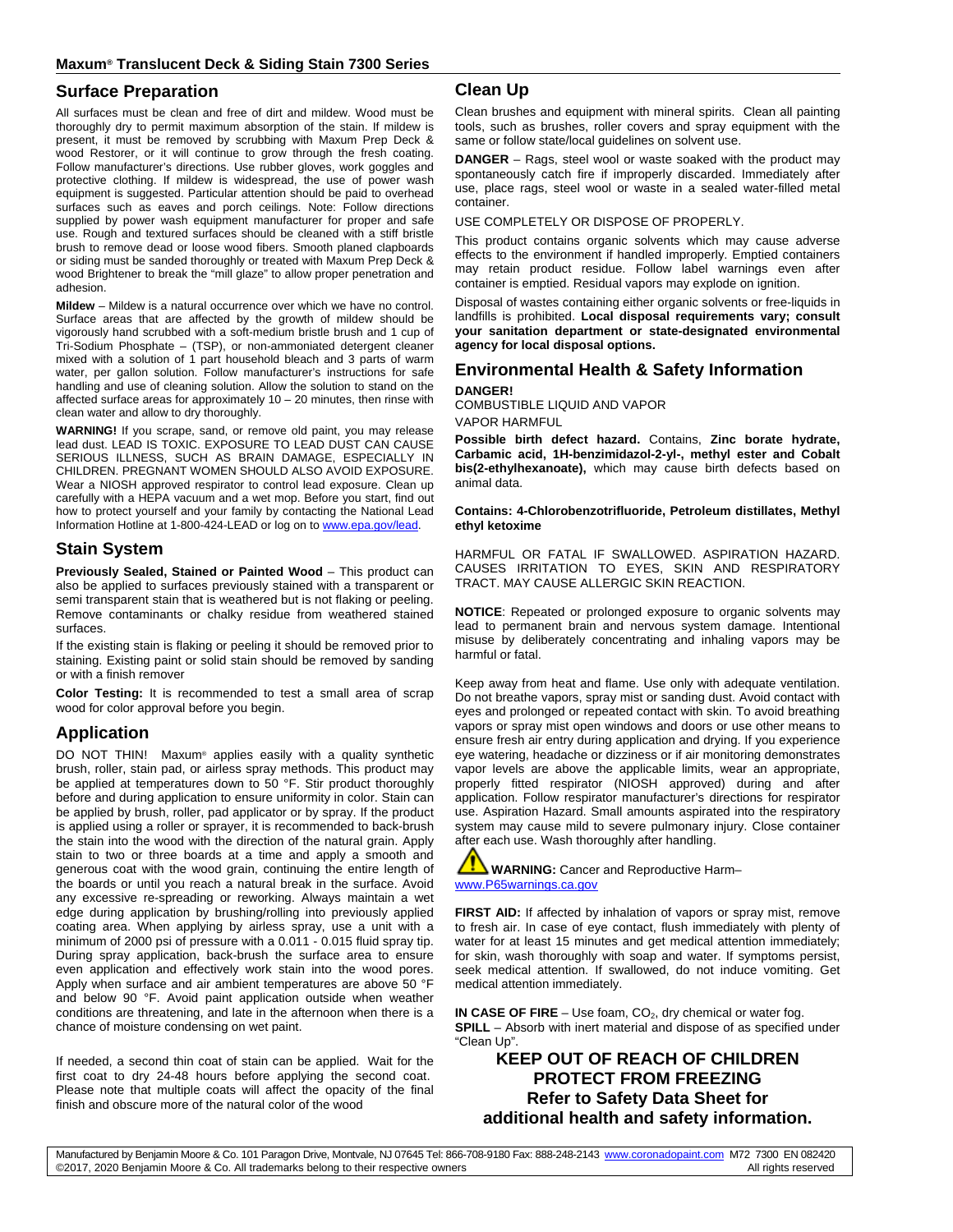## Surface Preparation

All surfaces must be clean and free of dirt and mildew. Wood must be thoroughly dry to permit maximum absorption of the stain. If mildew is present, it must be removed by scrubbing with Maxum Prep Deck & wood Restorer, or it will continue to grow through the fresh coating. Follow manufacturer's directions. Use rubber gloves, work goggles and protective clothing. If mildew is widespread, the use of power wash equipment is suggested. Particular attention should be paid to overhead surfaces such as eaves and porch ceilings. Note: Follow directions supplied by power wash equipment manufacturer for proper and safe use. Rough and textured surfaces should be cleaned with a stiff bristle brush to remove dead or loose wood fibers. Smooth planed clapboards or siding must be sanded thoroughly or treated with Maxum Prep Deck & wood Brightener to break the "mill glaze" to allow proper penetration and adhesion.

**Mildew** – Mildew is a natural occurrence over which we have no control. Surface areas that are affected by the growth of mildew should be vigorously hand scrubbed with a soft-medium bristle brush and 1 cup of Tri-Sodium Phosphate – (TSP), or non-ammoniated detergent cleaner mixed with a solution of 1 part household bleach and 3 parts of warm water, per gallon solution. Follow manufacturer's instructions for safe handling and use of cleaning solution. Allow the solution to stand on the affected surface areas for approximately 10 – 20 minutes, then rinse with clean water and allow to dry thoroughly.

**WARNING!** If you scrape, sand, or remove old paint, you may release lead dust. LEAD IS TOXIC. EXPOSURE TO LEAD DUST CAN CAUSE SERIOUS ILLNESS, SUCH AS BRAIN DAMAGE, ESPECIALLY IN CHILDREN. PREGNANT WOMEN SHOULD ALSO AVOID EXPOSURE. Wear a NIOSH approved respirator to control lead exposure. Clean up carefully with a HEPA vacuum and a wet mop. Before you start, find out how to protect yourself and your family by contacting the National Lead Information Hotline at 1-800-424-LEAD or log on to www.epa.gov/lead.

## Stain System

**Previously Sealed, Stained or Painted Wood** – This product can also be applied to surfaces previously stained with a transparent or semi transparent stain that is weathered but is not flaking or peeling. Remove contaminants or chalky residue from weathered stained surfaces.

If the existing stain is flaking or peeling it should be removed prior to staining. Existing paint or solid stain should be removed by sanding or with a finish remover

**Color Testing:** It is recommended to test a small area of scrap wood for color approval before you begin.

## Application

DO NOT THIN! Maxum® applies easily with a quality synthetic brush, roller, stain pad, or airless spray methods. This product may be applied at temperatures down to 50 °F. Stir product thoroughly before and during application to ensure uniformity in color. Stain can be applied by brush, roller, pad applicator or by spray. If the product is applied using a roller or sprayer, it is recommended to back-brush the stain into the wood with the direction of the natural grain. Apply stain to two or three boards at a time and apply a smooth and generous coat with the wood grain, continuing the entire length of the boards or until you reach a natural break in the surface. Avoid any excessive re-spreading or reworking. Always maintain a wet edge during application by brushing/rolling into previously applied coating area. When applying by airless spray, use a unit with a minimum of 2000 psi of pressure with a 0.011 - 0.015 fluid spray tip. During spray application, back-brush the surface area to ensure even application and effectively work stain into the wood pores. Apply when surface and air ambient temperatures are above 50 °F and below 90 °F. Avoid paint application outside when weather conditions are threatening, and late in the afternoon when there is a chance of moisture condensing on wet paint.

If needed, a second thin coat of stain can be applied. Wait for the first coat to dry 24-48 hours before applying the second coat. Please note that multiple coats will affect the opacity of the final finish and obscure more of the natural color of the wood

## Clean Up

Clean brushes and equipment with mineral spirits. Clean all painting tools, such as brushes, roller covers and spray equipment with the same or follow state/local guidelines on solvent use.

**DANGER** – Rags, steel wool or waste soaked with the product may spontaneously catch fire if improperly discarded. Immediately after use, place rags, steel wool or waste in a sealed water-filled metal container.

USE COMPLETELY OR DISPOSE OF PROPERLY.

This product contains organic solvents which may cause adverse effects to the environment if handled improperly. Emptied containers may retain product residue. Follow label warnings even after container is emptied. Residual vapors may explode on ignition.

Disposal of wastes containing either organic solvents or free-liquids in landfills is prohibited. **Local disposal requirements vary; consult your sanitation department or state-designated environmental agency for local disposal options.**

## Environmental Health & Safety Information

**DANGER!**

COMBUSTIBLE LIQUID AND VAPOR

VAPOR HARMFUL

**Possible birth defect hazard.** Contains, **Zinc borate hydrate, Carbamic acid, 1H-benzimidazol-2-yl-, methyl ester and Cobalt bis(2-ethylhexanoate),** which may cause birth defects based on animal data.

**Contains: 4-Chlorobenzotrifluoride, Petroleum distillates, Methyl ethyl ketoxime**

HARMFUL OR FATAL IF SWALLOWED. ASPIRATION HAZARD. CAUSES IRRITATION TO EYES, SKIN AND RESPIRATORY TRACT. MAY CAUSE ALLERGIC SKIN REACTION.

**NOTICE**: Repeated or prolonged exposure to organic solvents may lead to permanent brain and nervous system damage. Intentional misuse by deliberately concentrating and inhaling vapors may be harmful or fatal.

Keep away from heat and flame. Use only with adequate ventilation. Do not breathe vapors, spray mist or sanding dust. Avoid contact with eyes and prolonged or repeated contact with skin. To avoid breathing vapors or spray mist open windows and doors or use other means to ensure fresh air entry during application and drying. If you experience eye watering, headache or dizziness or if air monitoring demonstrates vapor levels are above the applicable limits, wear an appropriate, properly fitted respirator (NIOSH approved) during and after application. Follow respirator manufacturer's directions for respirator use. Aspiration Hazard. Small amounts aspirated into the respiratory system may cause mild to severe pulmonary injury. Close container after each use. Wash thoroughly after handling.

**WARNING:** Cancer and Reproductive Harm– www.P65warnings.ca.gov

**FIRST AID:** If affected by inhalation of vapors or spray mist, remove to fresh air. In case of eye contact, flush immediately with plenty of water for at least 15 minutes and get medical attention immediately; for skin, wash thoroughly with soap and water. If symptoms persist, seek medical attention. If swallowed, do not induce vomiting. Get medical attention immediately.

**IN CASE OF FIRE** – Use foam, $CO_2$, dry chemical or water fog.
**SPILL** – Absorb with inert material and dispose of as specified under "Clean Up".

**KEEP OUT OF REACH OF CHILDREN**
**PROTECT FROM FREEZING**
**Refer to Safety Data Sheet for additional health and safety information.**

Manufactured by Benjamin Moore & Co. 101 Paragon Drive, Montvale, NJ 07645 Tel: 866-708-9180 Fax: 888-248-2143 www.coronadopaint.com M72 7300 EN 082420
©2017, 2020 Benjamin Moore & Co. All trademarks belong to their respective owners All rights reserved